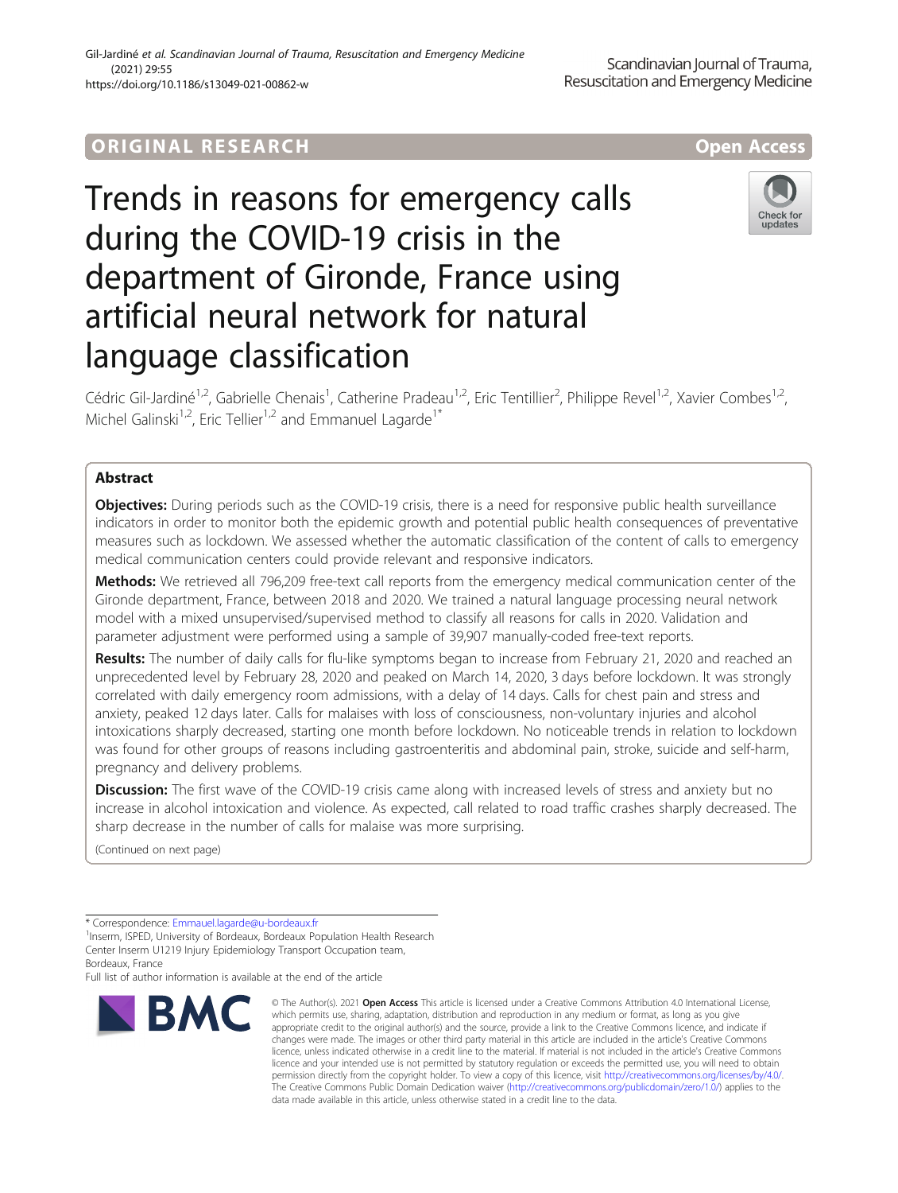ORIGINAL RESEARCH

Open Access

# Trends in reasons for emergency calls during the COVID-19 crisis in the department of Gironde, France using artificial neural network for natural language classification

Cédric Gil-Jardiné[1,2], Gabrielle Chenais[1], Catherine Pradeau[1,2], Eric Tentillier[2], Philippe Revel[1,2], Xavier Combes[1,2], Michel Galinski[1,2], Eric Tellier[1,2] and Emmanuel Lagarde[1*]

## Abstract

**Objectives:** During periods such as the COVID-19 crisis, there is a need for responsive public health surveillance indicators in order to monitor both the epidemic growth and potential public health consequences of preventative measures such as lockdown. We assessed whether the automatic classification of the content of calls to emergency medical communication centers could provide relevant and responsive indicators.

**Methods:** We retrieved all 796,209 free-text call reports from the emergency medical communication center of the Gironde department, France, between 2018 and 2020. We trained a natural language processing neural network model with a mixed unsupervised/supervised method to classify all reasons for calls in 2020. Validation and parameter adjustment were performed using a sample of 39,907 manually-coded free-text reports.

**Results:** The number of daily calls for flu-like symptoms began to increase from February 21, 2020 and reached an unprecedented level by February 28, 2020 and peaked on March 14, 2020, 3 days before lockdown. It was strongly correlated with daily emergency room admissions, with a delay of 14 days. Calls for chest pain and stress and anxiety, peaked 12 days later. Calls for malaises with loss of consciousness, non-voluntary injuries and alcohol intoxications sharply decreased, starting one month before lockdown. No noticeable trends in relation to lockdown was found for other groups of reasons including gastroenteritis and abdominal pain, stroke, suicide and self-harm, pregnancy and delivery problems.

**Discussion:** The first wave of the COVID-19 crisis came along with increased levels of stress and anxiety but no increase in alcohol intoxication and violence. As expected, call related to road traffic crashes sharply decreased. The sharp decrease in the number of calls for malaise was more surprising.

(Continued on next page)

* Correspondence: Emmauel.lagarde@u-bordeaux.fr

[1]Inserm, ISPED, University of Bordeaux, Bordeaux Population Health Research Center Inserm U1219 Injury Epidemiology Transport Occupation team, Bordeaux, France

Full list of author information is available at the end of the article

© The Author(s). 2021 **Open Access** This article is licensed under a Creative Commons Attribution 4.0 International License, which permits use, sharing, adaptation, distribution and reproduction in any medium or format, as long as you give appropriate credit to the original author(s) and the source, provide a link to the Creative Commons licence, and indicate if changes were made. The images or other third party material in this article are included in the article's Creative Commons licence, unless indicated otherwise in a credit line to the material. If material is not included in the article's Creative Commons licence and your intended use is not permitted by statutory regulation or exceeds the permitted use, you will need to obtain permission directly from the copyright holder. To view a copy of this licence, visit http://creativecommons.org/licenses/by/4.0/. The Creative Commons Public Domain Dedication waiver (http://creativecommons.org/publicdomain/zero/1.0/) applies to the data made available in this article, unless otherwise stated in a credit line to the data.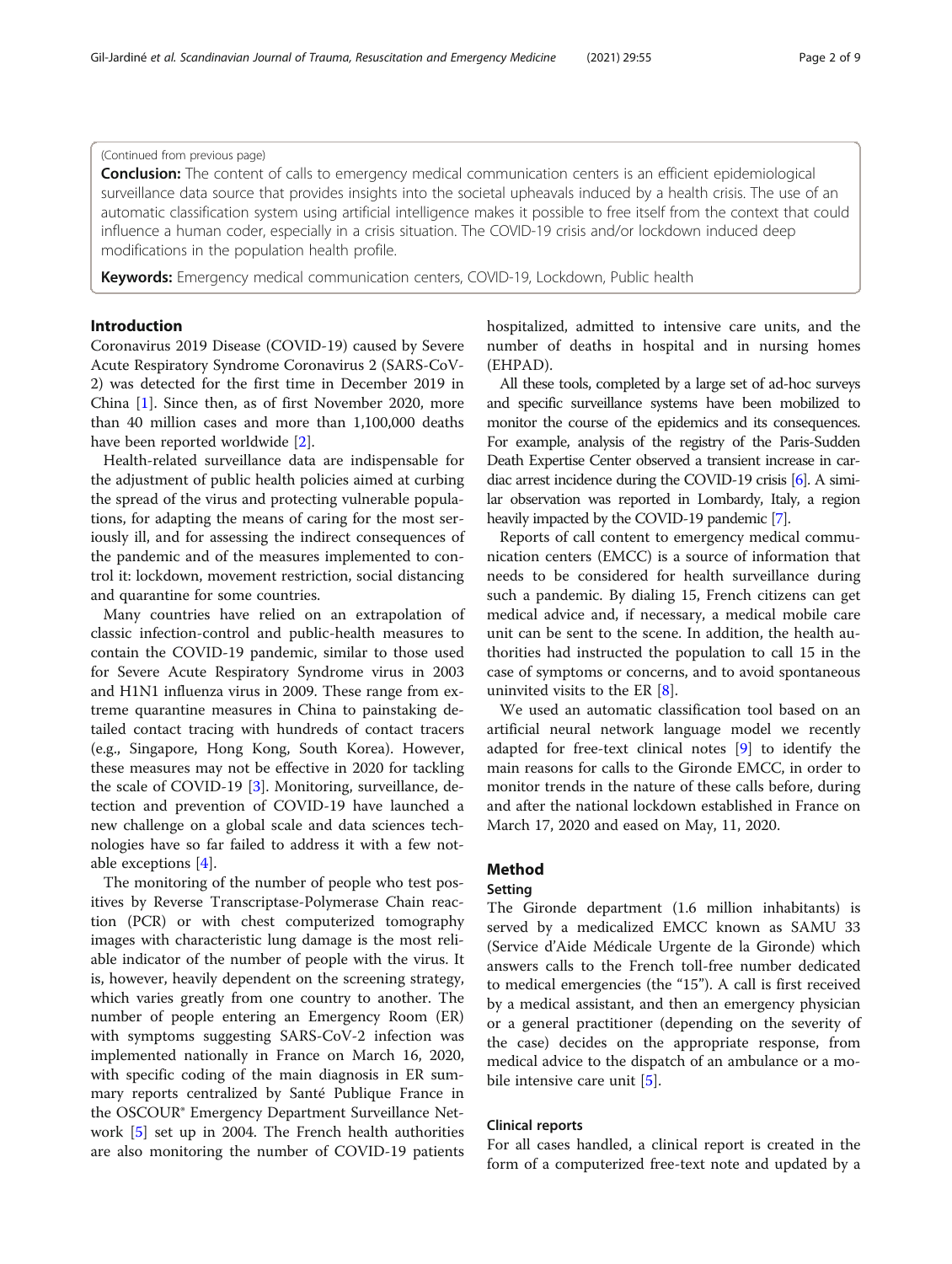(Continued from previous page)

**Conclusion:** The content of calls to emergency medical communication centers is an efficient epidemiological surveillance data source that provides insights into the societal upheavals induced by a health crisis. The use of an automatic classification system using artificial intelligence makes it possible to free itself from the context that could influence a human coder, especially in a crisis situation. The COVID-19 crisis and/or lockdown induced deep modifications in the population health profile.

**Keywords:** Emergency medical communication centers, COVID-19, Lockdown, Public health

## Introduction

Coronavirus 2019 Disease (COVID-19) caused by Severe Acute Respiratory Syndrome Coronavirus 2 (SARS-CoV-2) was detected for the first time in December 2019 in China [1]. Since then, as of first November 2020, more than 40 million cases and more than 1,100,000 deaths have been reported worldwide [2].

Health-related surveillance data are indispensable for the adjustment of public health policies aimed at curbing the spread of the virus and protecting vulnerable populations, for adapting the means of caring for the most seriously ill, and for assessing the indirect consequences of the pandemic and of the measures implemented to control it: lockdown, movement restriction, social distancing and quarantine for some countries.

Many countries have relied on an extrapolation of classic infection-control and public-health measures to contain the COVID-19 pandemic, similar to those used for Severe Acute Respiratory Syndrome virus in 2003 and H1N1 influenza virus in 2009. These range from extreme quarantine measures in China to painstaking detailed contact tracing with hundreds of contact tracers (e.g., Singapore, Hong Kong, South Korea). However, these measures may not be effective in 2020 for tackling the scale of COVID-19 [3]. Monitoring, surveillance, detection and prevention of COVID-19 have launched a new challenge on a global scale and data sciences technologies have so far failed to address it with a few notable exceptions [4].

The monitoring of the number of people who test positives by Reverse Transcriptase-Polymerase Chain reaction (PCR) or with chest computerized tomography images with characteristic lung damage is the most reliable indicator of the number of people with the virus. It is, however, heavily dependent on the screening strategy, which varies greatly from one country to another. The number of people entering an Emergency Room (ER) with symptoms suggesting SARS-CoV-2 infection was implemented nationally in France on March 16, 2020, with specific coding of the main diagnosis in ER summary reports centralized by Santé Publique France in the OSCOUR® Emergency Department Surveillance Network [5] set up in 2004. The French health authorities are also monitoring the number of COVID-19 patients hospitalized, admitted to intensive care units, and the number of deaths in hospital and in nursing homes (EHPAD).

All these tools, completed by a large set of ad-hoc surveys and specific surveillance systems have been mobilized to monitor the course of the epidemics and its consequences. For example, analysis of the registry of the Paris-Sudden Death Expertise Center observed a transient increase in cardiac arrest incidence during the COVID-19 crisis [6]. A similar observation was reported in Lombardy, Italy, a region heavily impacted by the COVID-19 pandemic [7].

Reports of call content to emergency medical communication centers (EMCC) is a source of information that needs to be considered for health surveillance during such a pandemic. By dialing 15, French citizens can get medical advice and, if necessary, a medical mobile care unit can be sent to the scene. In addition, the health authorities had instructed the population to call 15 in the case of symptoms or concerns, and to avoid spontaneous uninvited visits to the ER [8].

We used an automatic classification tool based on an artificial neural network language model we recently adapted for free-text clinical notes [9] to identify the main reasons for calls to the Gironde EMCC, in order to monitor trends in the nature of these calls before, during and after the national lockdown established in France on March 17, 2020 and eased on May, 11, 2020.

## Method

### Setting

The Gironde department (1.6 million inhabitants) is served by a medicalized EMCC known as SAMU 33 (Service d'Aide Médicale Urgente de la Gironde) which answers calls to the French toll-free number dedicated to medical emergencies (the "15"). A call is first received by a medical assistant, and then an emergency physician or a general practitioner (depending on the severity of the case) decides on the appropriate response, from medical advice to the dispatch of an ambulance or a mobile intensive care unit [5].

### Clinical reports

For all cases handled, a clinical report is created in the form of a computerized free-text note and updated by a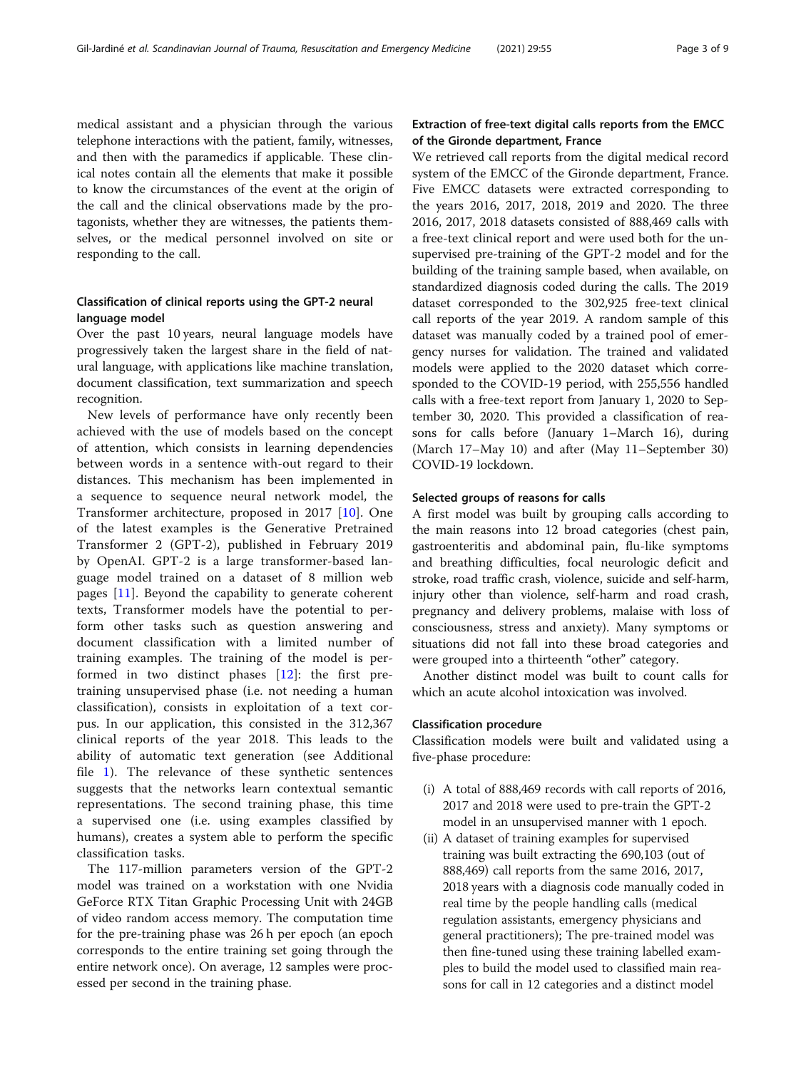medical assistant and a physician through the various telephone interactions with the patient, family, witnesses, and then with the paramedics if applicable. These clinical notes contain all the elements that make it possible to know the circumstances of the event at the origin of the call and the clinical observations made by the protagonists, whether they are witnesses, the patients themselves, or the medical personnel involved on site or responding to the call.

### Classification of clinical reports using the GPT-2 neural language model

Over the past 10 years, neural language models have progressively taken the largest share in the field of natural language, with applications like machine translation, document classification, text summarization and speech recognition.

New levels of performance have only recently been achieved with the use of models based on the concept of attention, which consists in learning dependencies between words in a sentence with-out regard to their distances. This mechanism has been implemented in a sequence to sequence neural network model, the Transformer architecture, proposed in 2017 [10]. One of the latest examples is the Generative Pretrained Transformer 2 (GPT-2), published in February 2019 by OpenAI. GPT-2 is a large transformer-based language model trained on a dataset of 8 million web pages [11]. Beyond the capability to generate coherent texts, Transformer models have the potential to perform other tasks such as question answering and document classification with a limited number of training examples. The training of the model is performed in two distinct phases [12]: the first pre-training unsupervised phase (i.e. not needing a human classification), consists in exploitation of a text corpus. In our application, this consisted in the 312,367 clinical reports of the year 2018. This leads to the ability of automatic text generation (see Additional file 1). The relevance of these synthetic sentences suggests that the networks learn contextual semantic representations. The second training phase, this time a supervised one (i.e. using examples classified by humans), creates a system able to perform the specific classification tasks.

The 117-million parameters version of the GPT-2 model was trained on a workstation with one Nvidia GeForce RTX Titan Graphic Processing Unit with 24GB of video random access memory. The computation time for the pre-training phase was 26 h per epoch (an epoch corresponds to the entire training set going through the entire network once). On average, 12 samples were processed per second in the training phase.

### Extraction of free-text digital calls reports from the EMCC of the Gironde department, France

We retrieved call reports from the digital medical record system of the EMCC of the Gironde department, France. Five EMCC datasets were extracted corresponding to the years 2016, 2017, 2018, 2019 and 2020. The three 2016, 2017, 2018 datasets consisted of 888,469 calls with a free-text clinical report and were used both for the unsupervised pre-training of the GPT-2 model and for the building of the training sample based, when available, on standardized diagnosis coded during the calls. The 2019 dataset corresponded to the 302,925 free-text clinical call reports of the year 2019. A random sample of this dataset was manually coded by a trained pool of emergency nurses for validation. The trained and validated models were applied to the 2020 dataset which corresponded to the COVID-19 period, with 255,556 handled calls with a free-text report from January 1, 2020 to September 30, 2020. This provided a classification of reasons for calls before (January 1–March 16), during (March 17–May 10) and after (May 11–September 30) COVID-19 lockdown.

### Selected groups of reasons for calls

A first model was built by grouping calls according to the main reasons into 12 broad categories (chest pain, gastroenteritis and abdominal pain, flu-like symptoms and breathing difficulties, focal neurologic deficit and stroke, road traffic crash, violence, suicide and self-harm, injury other than violence, self-harm and road crash, pregnancy and delivery problems, malaise with loss of consciousness, stress and anxiety). Many symptoms or situations did not fall into these broad categories and were grouped into a thirteenth "other" category.

Another distinct model was built to count calls for which an acute alcohol intoxication was involved.

### Classification procedure

Classification models were built and validated using a five-phase procedure:

(i) A total of 888,469 records with call reports of 2016, 2017 and 2018 were used to pre-train the GPT-2 model in an unsupervised manner with 1 epoch.

(ii) A dataset of training examples for supervised training was built extracting the 690,103 (out of 888,469) call reports from the same 2016, 2017, 2018 years with a diagnosis code manually coded in real time by the people handling calls (medical regulation assistants, emergency physicians and general practitioners); The pre-trained model was then fine-tuned using these training labelled examples to build the model used to classified main reasons for call in 12 categories and a distinct model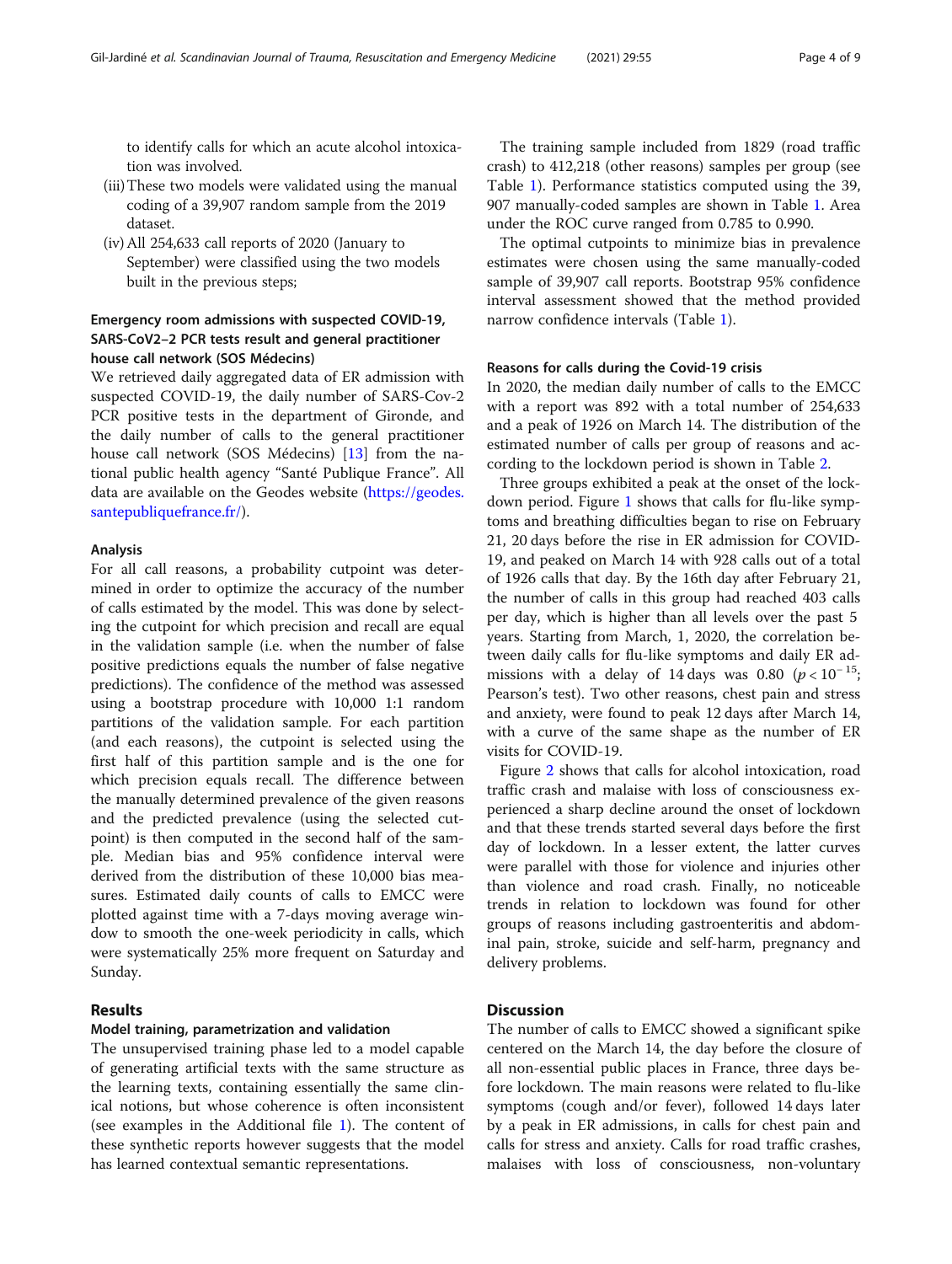to identify calls for which an acute alcohol intoxication was involved.

(iii) These two models were validated using the manual coding of a 39,907 random sample from the 2019 dataset.

(iv) All 254,633 call reports of 2020 (January to September) were classified using the two models built in the previous steps;

### Emergency room admissions with suspected COVID-19, SARS-CoV2–2 PCR tests result and general practitioner house call network (SOS Médecins)

We retrieved daily aggregated data of ER admission with suspected COVID-19, the daily number of SARS-Cov-2 PCR positive tests in the department of Gironde, and the daily number of calls to the general practitioner house call network (SOS Médecins) [13] from the national public health agency "Santé Publique France". All data are available on the Geodes website (https://geodes.santepubliquefrance.fr/).

### Analysis

For all call reasons, a probability cutpoint was determined in order to optimize the accuracy of the number of calls estimated by the model. This was done by selecting the cutpoint for which precision and recall are equal in the validation sample (i.e. when the number of false positive predictions equals the number of false negative predictions). The confidence of the method was assessed using a bootstrap procedure with 10,000 1:1 random partitions of the validation sample. For each partition (and each reasons), the cutpoint is selected using the first half of this partition sample and is the one for which precision equals recall. The difference between the manually determined prevalence of the given reasons and the predicted prevalence (using the selected cutpoint) is then computed in the second half of the sample. Median bias and 95% confidence interval were derived from the distribution of these 10,000 bias measures. Estimated daily counts of calls to EMCC were plotted against time with a 7-days moving average window to smooth the one-week periodicity in calls, which were systematically 25% more frequent on Saturday and Sunday.

## Results

### Model training, parametrization and validation

The unsupervised training phase led to a model capable of generating artificial texts with the same structure as the learning texts, containing essentially the same clinical notions, but whose coherence is often inconsistent (see examples in the Additional file 1). The content of these synthetic reports however suggests that the model has learned contextual semantic representations.

The training sample included from 1829 (road traffic crash) to 412,218 (other reasons) samples per group (see Table 1). Performance statistics computed using the 39,907 manually-coded samples are shown in Table 1. Area under the ROC curve ranged from 0.785 to 0.990.

The optimal cutpoints to minimize bias in prevalence estimates were chosen using the same manually-coded sample of 39,907 call reports. Bootstrap 95% confidence interval assessment showed that the method provided narrow confidence intervals (Table 1).

### Reasons for calls during the Covid-19 crisis

In 2020, the median daily number of calls to the EMCC with a report was 892 with a total number of 254,633 and a peak of 1926 on March 14. The distribution of the estimated number of calls per group of reasons and according to the lockdown period is shown in Table 2.

Three groups exhibited a peak at the onset of the lockdown period. Figure 1 shows that calls for flu-like symptoms and breathing difficulties began to rise on February 21, 20 days before the rise in ER admission for COVID-19, and peaked on March 14 with 928 calls out of a total of 1926 calls that day. By the 16th day after February 21, the number of calls in this group had reached 403 calls per day, which is higher than all levels over the past 5 years. Starting from March, 1, 2020, the correlation between daily calls for flu-like symptoms and daily ER admissions with a delay of 14 days was 0.80 ($p < 10^{-15}$; Pearson's test). Two other reasons, chest pain and stress and anxiety, were found to peak 12 days after March 14, with a curve of the same shape as the number of ER visits for COVID-19.

Figure 2 shows that calls for alcohol intoxication, road traffic crash and malaise with loss of consciousness experienced a sharp decline around the onset of lockdown and that these trends started several days before the first day of lockdown. In a lesser extent, the latter curves were parallel with those for violence and injuries other than violence and road crash. Finally, no noticeable trends in relation to lockdown was found for other groups of reasons including gastroenteritis and abdominal pain, stroke, suicide and self-harm, pregnancy and delivery problems.

## Discussion

The number of calls to EMCC showed a significant spike centered on the March 14, the day before the closure of all non-essential public places in France, three days before lockdown. The main reasons were related to flu-like symptoms (cough and/or fever), followed 14 days later by a peak in ER admissions, in calls for chest pain and calls for stress and anxiety. Calls for road traffic crashes, malaises with loss of consciousness, non-voluntary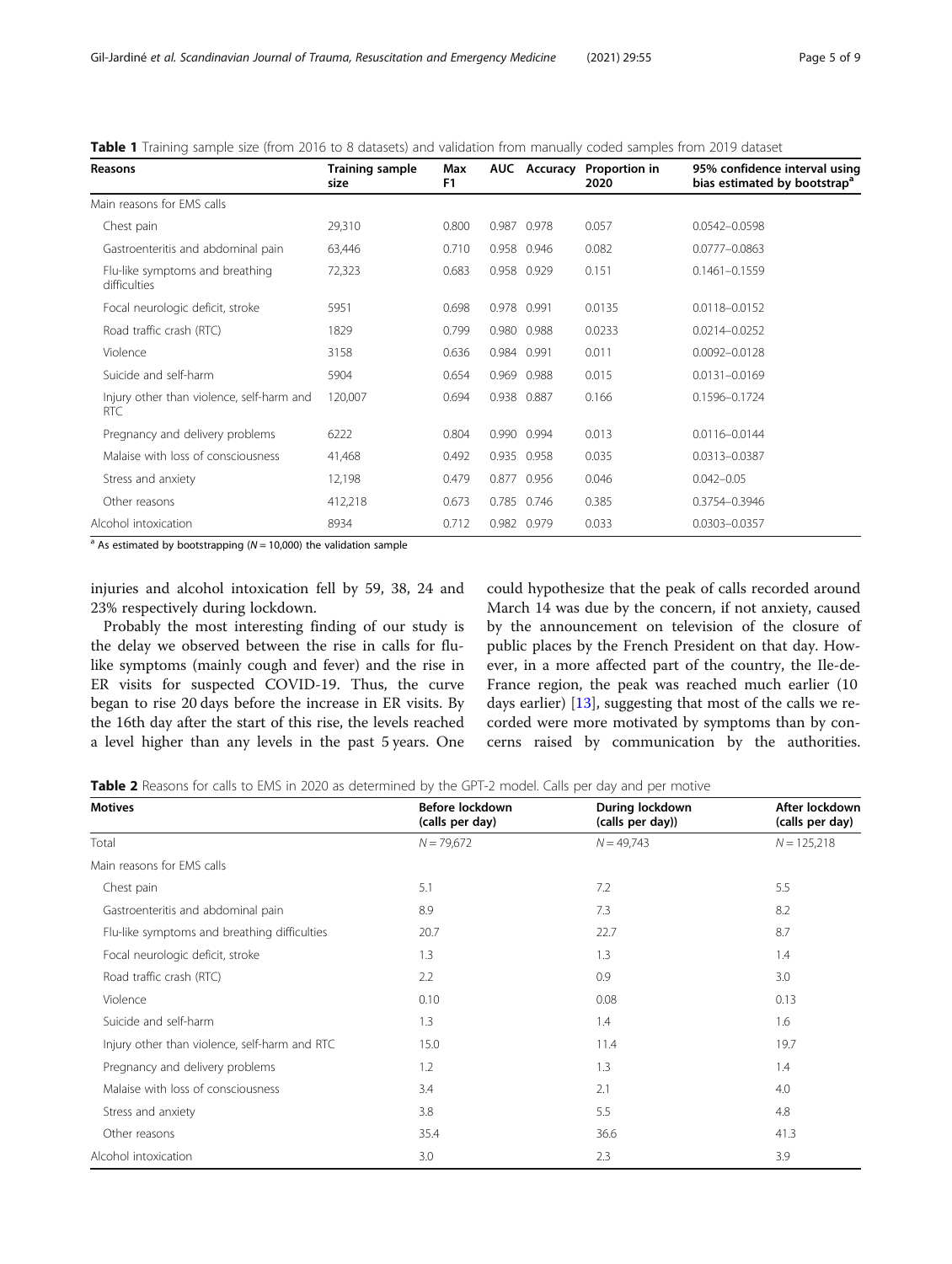**Table 1** Training sample size (from 2016 to 8 datasets) and validation from manually coded samples from 2019 dataset

| Reasons | Training sample size | Max F1 | AUC | Accuracy | Proportion in 2020 | 95% confidence interval using bias estimated by bootstrap[a] |
|---|---|---|---|---|---|---|
| Main reasons for EMS calls | | | | | | |
| Chest pain | 29,310 | 0.800 | 0.987 | 0.978 | 0.057 | 0.0542–0.0598 |
| Gastroenteritis and abdominal pain | 63,446 | 0.710 | 0.958 | 0.946 | 0.082 | 0.0777–0.0863 |
| Flu-like symptoms and breathing difficulties | 72,323 | 0.683 | 0.958 | 0.929 | 0.151 | 0.1461–0.1559 |
| Focal neurologic deficit, stroke | 5951 | 0.698 | 0.978 | 0.991 | 0.0135 | 0.0118–0.0152 |
| Road traffic crash (RTC) | 1829 | 0.799 | 0.980 | 0.988 | 0.0233 | 0.0214–0.0252 |
| Violence | 3158 | 0.636 | 0.984 | 0.991 | 0.011 | 0.0092–0.0128 |
| Suicide and self-harm | 5904 | 0.654 | 0.969 | 0.988 | 0.015 | 0.0131–0.0169 |
| Injury other than violence, self-harm and RTC | 120,007 | 0.694 | 0.938 | 0.887 | 0.166 | 0.1596–0.1724 |
| Pregnancy and delivery problems | 6222 | 0.804 | 0.990 | 0.994 | 0.013 | 0.0116–0.0144 |
| Malaise with loss of consciousness | 41,468 | 0.492 | 0.935 | 0.958 | 0.035 | 0.0313–0.0387 |
| Stress and anxiety | 12,198 | 0.479 | 0.877 | 0.956 | 0.046 | 0.042–0.05 |
| Other reasons | 412,218 | 0.673 | 0.785 | 0.746 | 0.385 | 0.3754–0.3946 |
| Alcohol intoxication | 8934 | 0.712 | 0.982 | 0.979 | 0.033 | 0.0303–0.0357 |

[a] As estimated by bootstrapping ($N = 10{,}000$) the validation sample

injuries and alcohol intoxication fell by 59, 38, 24 and 23% respectively during lockdown.

Probably the most interesting finding of our study is the delay we observed between the rise in calls for flu-like symptoms (mainly cough and fever) and the rise in ER visits for suspected COVID-19. Thus, the curve began to rise 20 days before the increase in ER visits. By the 16th day after the start of this rise, the levels reached a level higher than any levels in the past 5 years. One could hypothesize that the peak of calls recorded around March 14 was due by the concern, if not anxiety, caused by the announcement on television of the closure of public places by the French President on that day. However, in a more affected part of the country, the Ile-de-France region, the peak was reached much earlier (10 days earlier) [13], suggesting that most of the calls we recorded were more motivated by symptoms than by concerns raised by communication by the authorities.

**Table 2** Reasons for calls to EMS in 2020 as determined by the GPT-2 model. Calls per day and per motive

| Motives | Before lockdown (calls per day) | During lockdown (calls per day)) | After lockdown (calls per day) |
|---|---|---|---|
| Total | $N = 79{,}672$ | $N = 49{,}743$ | $N = 125{,}218$ |
| Main reasons for EMS calls | | | |
| Chest pain | 5.1 | 7.2 | 5.5 |
| Gastroenteritis and abdominal pain | 8.9 | 7.3 | 8.2 |
| Flu-like symptoms and breathing difficulties | 20.7 | 22.7 | 8.7 |
| Focal neurologic deficit, stroke | 1.3 | 1.3 | 1.4 |
| Road traffic crash (RTC) | 2.2 | 0.9 | 3.0 |
| Violence | 0.10 | 0.08 | 0.13 |
| Suicide and self-harm | 1.3 | 1.4 | 1.6 |
| Injury other than violence, self-harm and RTC | 15.0 | 11.4 | 19.7 |
| Pregnancy and delivery problems | 1.2 | 1.3 | 1.4 |
| Malaise with loss of consciousness | 3.4 | 2.1 | 4.0 |
| Stress and anxiety | 3.8 | 5.5 | 4.8 |
| Other reasons | 35.4 | 36.6 | 41.3 |
| Alcohol intoxication | 3.0 | 2.3 | 3.9 |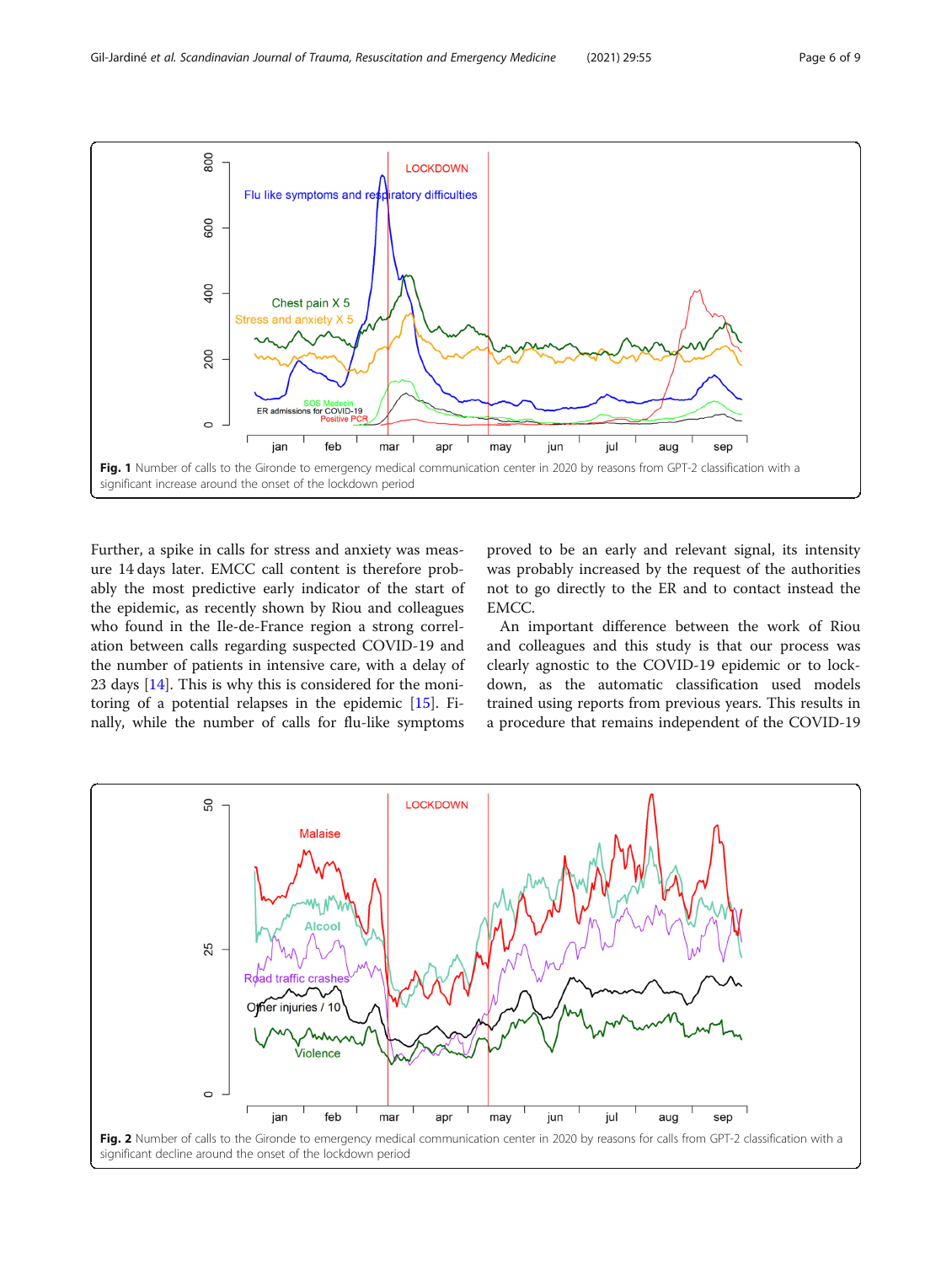**Fig. 1** Number of calls to the Gironde to emergency medical communication center in 2020 by reasons from GPT-2 classification with a significant increase around the onset of the lockdown period

Further, a spike in calls for stress and anxiety was measure 14 days later. EMCC call content is therefore probably the most predictive early indicator of the start of the epidemic, as recently shown by Riou and colleagues who found in the Ile-de-France region a strong correlation between calls regarding suspected COVID-19 and the number of patients in intensive care, with a delay of 23 days [14]. This is why this is considered for the monitoring of a potential relapses in the epidemic [15]. Finally, while the number of calls for flu-like symptoms proved to be an early and relevant signal, its intensity was probably increased by the request of the authorities not to go directly to the ER and to contact instead the EMCC.

An important difference between the work of Riou and colleagues and this study is that our process was clearly agnostic to the COVID-19 epidemic or to lockdown, as the automatic classification used models trained using reports from previous years. This results in a procedure that remains independent of the COVID-19

**Fig. 2** Number of calls to the Gironde to emergency medical communication center in 2020 by reasons for calls from GPT-2 classification with a significant decline around the onset of the lockdown period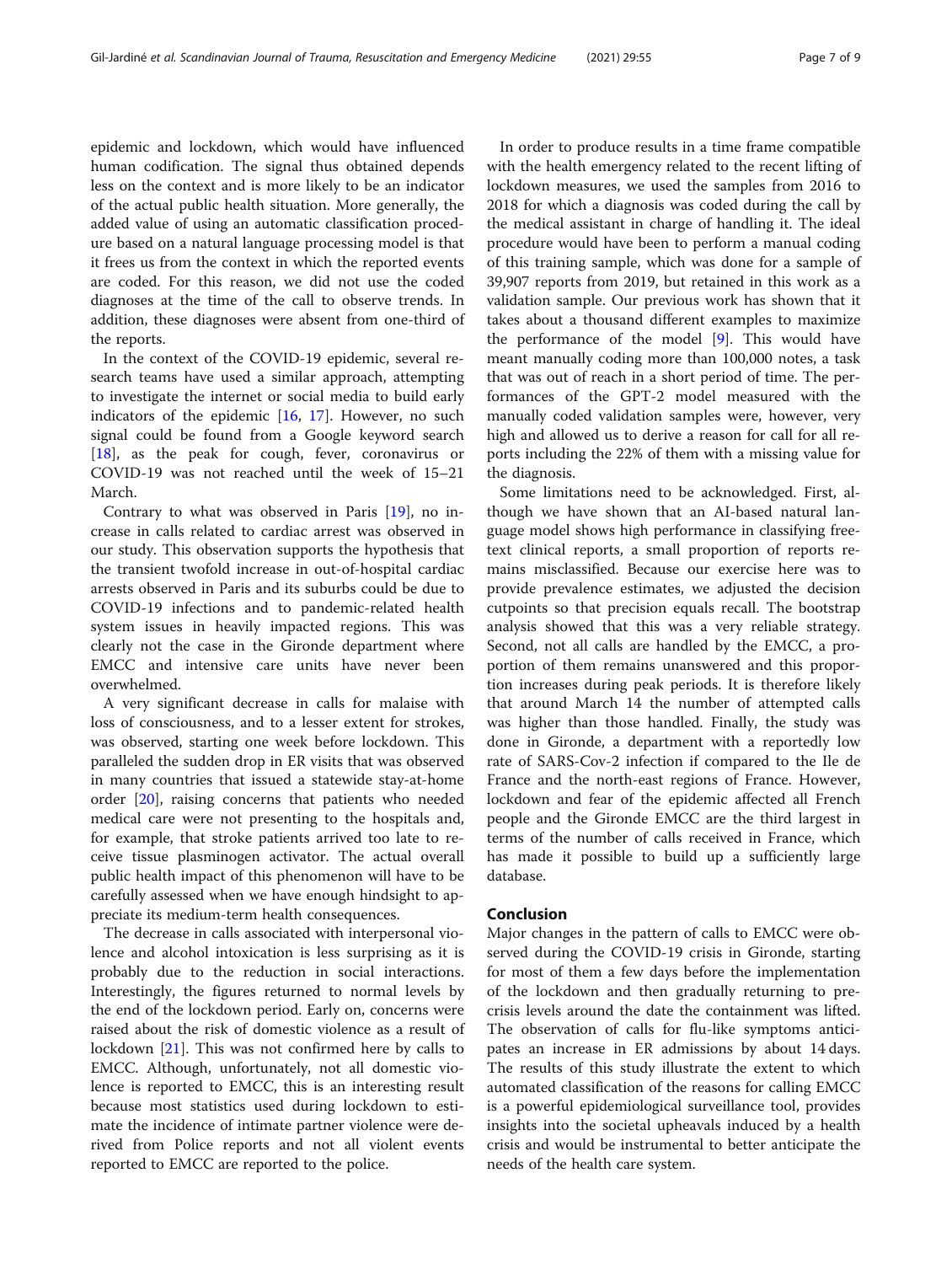epidemic and lockdown, which would have influenced human codification. The signal thus obtained depends less on the context and is more likely to be an indicator of the actual public health situation. More generally, the added value of using an automatic classification procedure based on a natural language processing model is that it frees us from the context in which the reported events are coded. For this reason, we did not use the coded diagnoses at the time of the call to observe trends. In addition, these diagnoses were absent from one-third of the reports.

In the context of the COVID-19 epidemic, several research teams have used a similar approach, attempting to investigate the internet or social media to build early indicators of the epidemic [16, 17]. However, no such signal could be found from a Google keyword search [18], as the peak for cough, fever, coronavirus or COVID-19 was not reached until the week of 15–21 March.

Contrary to what was observed in Paris [19], no increase in calls related to cardiac arrest was observed in our study. This observation supports the hypothesis that the transient twofold increase in out-of-hospital cardiac arrests observed in Paris and its suburbs could be due to COVID-19 infections and to pandemic-related health system issues in heavily impacted regions. This was clearly not the case in the Gironde department where EMCC and intensive care units have never been overwhelmed.

A very significant decrease in calls for malaise with loss of consciousness, and to a lesser extent for strokes, was observed, starting one week before lockdown. This paralleled the sudden drop in ER visits that was observed in many countries that issued a statewide stay-at-home order [20], raising concerns that patients who needed medical care were not presenting to the hospitals and, for example, that stroke patients arrived too late to receive tissue plasminogen activator. The actual overall public health impact of this phenomenon will have to be carefully assessed when we have enough hindsight to appreciate its medium-term health consequences.

The decrease in calls associated with interpersonal violence and alcohol intoxication is less surprising as it is probably due to the reduction in social interactions. Interestingly, the figures returned to normal levels by the end of the lockdown period. Early on, concerns were raised about the risk of domestic violence as a result of lockdown [21]. This was not confirmed here by calls to EMCC. Although, unfortunately, not all domestic violence is reported to EMCC, this is an interesting result because most statistics used during lockdown to estimate the incidence of intimate partner violence were derived from Police reports and not all violent events reported to EMCC are reported to the police.

In order to produce results in a time frame compatible with the health emergency related to the recent lifting of lockdown measures, we used the samples from 2016 to 2018 for which a diagnosis was coded during the call by the medical assistant in charge of handling it. The ideal procedure would have been to perform a manual coding of this training sample, which was done for a sample of 39,907 reports from 2019, but retained in this work as a validation sample. Our previous work has shown that it takes about a thousand different examples to maximize the performance of the model [9]. This would have meant manually coding more than 100,000 notes, a task that was out of reach in a short period of time. The performances of the GPT-2 model measured with the manually coded validation samples were, however, very high and allowed us to derive a reason for call for all reports including the 22% of them with a missing value for the diagnosis.

Some limitations need to be acknowledged. First, although we have shown that an AI-based natural language model shows high performance in classifying free-text clinical reports, a small proportion of reports remains misclassified. Because our exercise here was to provide prevalence estimates, we adjusted the decision cutpoints so that precision equals recall. The bootstrap analysis showed that this was a very reliable strategy. Second, not all calls are handled by the EMCC, a proportion of them remains unanswered and this proportion increases during peak periods. It is therefore likely that around March 14 the number of attempted calls was higher than those handled. Finally, the study was done in Gironde, a department with a reportedly low rate of SARS-Cov-2 infection if compared to the Ile de France and the north-east regions of France. However, lockdown and fear of the epidemic affected all French people and the Gironde EMCC are the third largest in terms of the number of calls received in France, which has made it possible to build up a sufficiently large database.

## Conclusion

Major changes in the pattern of calls to EMCC were observed during the COVID-19 crisis in Gironde, starting for most of them a few days before the implementation of the lockdown and then gradually returning to pre-crisis levels around the date the containment was lifted. The observation of calls for flu-like symptoms anticipates an increase in ER admissions by about 14 days. The results of this study illustrate the extent to which automated classification of the reasons for calling EMCC is a powerful epidemiological surveillance tool, provides insights into the societal upheavals induced by a health crisis and would be instrumental to better anticipate the needs of the health care system.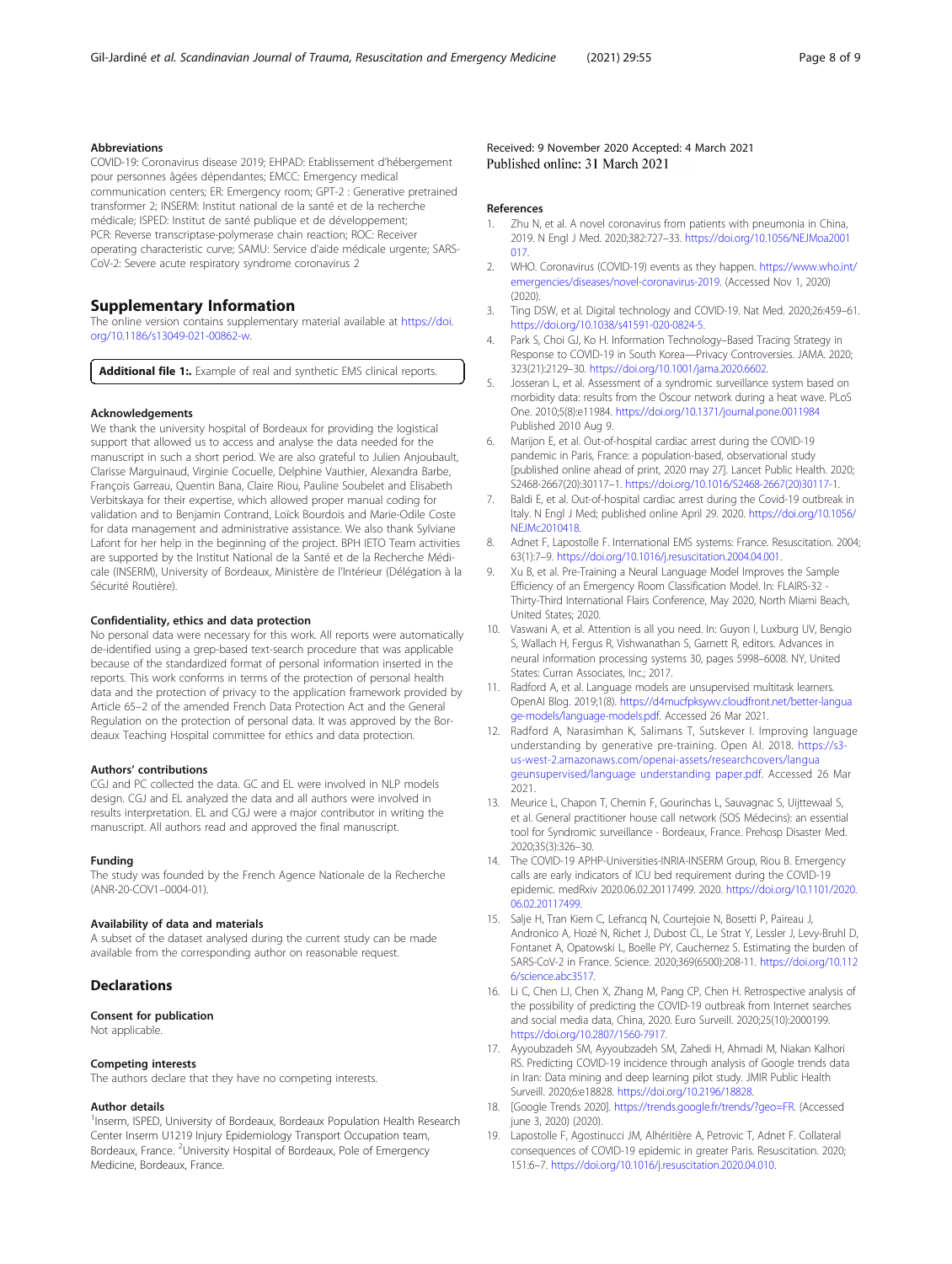### Abbreviations

COVID-19: Coronavirus disease 2019; EHPAD: Etablissement d'hébergement pour personnes âgées dépendantes; EMCC: Emergency medical communication centers; ER: Emergency room; GPT-2 : Generative pretrained transformer 2; INSERM: Institut national de la santé et de la recherche médicale; ISPED: Institut de santé publique et de développement; PCR: Reverse transcriptase-polymerase chain reaction; ROC: Receiver operating characteristic curve; SAMU: Service d'aide médicale urgente; SARS-CoV-2: Severe acute respiratory syndrome coronavirus 2

## Supplementary Information

The online version contains supplementary material available at https://doi.org/10.1186/s13049-021-00862-w.

**Additional file 1:.** Example of real and synthetic EMS clinical reports.

### Acknowledgements

We thank the university hospital of Bordeaux for providing the logistical support that allowed us to access and analyse the data needed for the manuscript in such a short period. We are also grateful to Julien Anjoubault, Clarisse Marguinaud, Virginie Cocuelle, Delphine Vauthier, Alexandra Barbe, François Garreau, Quentin Bana, Claire Riou, Pauline Soubelet and Elisabeth Verbitskaya for their expertise, which allowed proper manual coding for validation and to Benjamin Contrand, Loïck Bourdois and Marie-Odile Coste for data management and administrative assistance. We also thank Sylviane Lafont for her help in the beginning of the project. BPH IETO Team activities are supported by the Institut National de la Santé et de la Recherche Médicale (INSERM), University of Bordeaux, Ministère de l'Intérieur (Délégation à la Sécurité Routière).

### Confidentiality, ethics and data protection

No personal data were necessary for this work. All reports were automatically de-identified using a grep-based text-search procedure that was applicable because of the standardized format of personal information inserted in the reports. This work conforms in terms of the protection of personal health data and the protection of privacy to the application framework provided by Article 65–2 of the amended French Data Protection Act and the General Regulation on the protection of personal data. It was approved by the Bordeaux Teaching Hospital committee for ethics and data protection.

### Authors' contributions

CGJ and PC collected the data. GC and EL were involved in NLP models design. CGJ and EL analyzed the data and all authors were involved in results interpretation. EL and CGJ were a major contributor in writing the manuscript. All authors read and approved the final manuscript.

### Funding

The study was founded by the French Agence Nationale de la Recherche (ANR-20-COV1–0004-01).

### Availability of data and materials

A subset of the dataset analysed during the current study can be made available from the corresponding author on reasonable request.

## Declarations

### Consent for publication

Not applicable.

### Competing interests

The authors declare that they have no competing interests.

### Author details

[1]Inserm, ISPED, University of Bordeaux, Bordeaux Population Health Research Center Inserm U1219 Injury Epidemiology Transport Occupation team, Bordeaux, France. [2]University Hospital of Bordeaux, Pole of Emergency Medicine, Bordeaux, France.

Received: 9 November 2020 Accepted: 4 March 2021

Published online: 31 March 2021

### References

1. Zhu N, et al. A novel coronavirus from patients with pneumonia in China, 2019. N Engl J Med. 2020;382:727–33. https://doi.org/10.1056/NEJMoa2001017.
2. WHO. Coronavirus (COVID-19) events as they happen. https://www.who.int/emergencies/diseases/novel-coronavirus-2019. (Accessed Nov 1, 2020) (2020).
3. Ting DSW, et al. Digital technology and COVID-19. Nat Med. 2020;26:459–61. https://doi.org/10.1038/s41591-020-0824-5.
4. Park S, Choi GJ, Ko H. Information Technology–Based Tracing Strategy in Response to COVID-19 in South Korea—Privacy Controversies. JAMA. 2020; 323(21):2129–30. https://doi.org/10.1001/jama.2020.6602.
5. Josseran L, et al. Assessment of a syndromic surveillance system based on morbidity data: results from the Oscour network during a heat wave. PLoS One. 2010;5(8):e11984. https://doi.org/10.1371/journal.pone.0011984 Published 2010 Aug 9.
6. Marijon E, et al. Out-of-hospital cardiac arrest during the COVID-19 pandemic in Paris, France: a population-based, observational study [published online ahead of print, 2020 may 27]. Lancet Public Health. 2020; S2468-2667(20):30117–1. https://doi.org/10.1016/S2468-2667(20)30117-1.
7. Baldi E, et al. Out-of-hospital cardiac arrest during the Covid-19 outbreak in Italy. N Engl J Med; published online April 29. 2020. https://doi.org/10.1056/NEJMc2010418.
8. Adnet F, Lapostolle F. International EMS systems: France. Resuscitation. 2004; 63(1):7–9. https://doi.org/10.1016/j.resuscitation.2004.04.001.
9. Xu B, et al. Pre-Training a Neural Language Model Improves the Sample Efficiency of an Emergency Room Classification Model. In: FLAIRS-32 - Thirty-Third International Flairs Conference, May 2020, North Miami Beach, United States; 2020.
10. Vaswani A, et al. Attention is all you need. In: Guyon I, Luxburg UV, Bengio S, Wallach H, Fergus R, Vishwanathan S, Garnett R, editors. Advances in neural information processing systems 30, pages 5998–6008. NY, United States: Curran Associates, Inc.; 2017.
11. Radford A, et al. Language models are unsupervised multitask learners. OpenAI Blog. 2019;1(8). https://d4mucfpksywv.cloudfront.net/better-language-models/language-models.pdf. Accessed 26 Mar 2021.
12. Radford A, Narasimhan K, Salimans T, Sutskever I. Improving language understanding by generative pre-training. Open AI. 2018. https://s3-us-west-2.amazonaws.com/openai-assets/researchcovers/languageunsupervised/language understanding paper.pdf. Accessed 26 Mar 2021.
13. Meurice L, Chapon T, Chemin F, Gourinchas L, Sauvagnac S, Uijttewaal S, et al. General practitioner house call network (SOS Médecins): an essential tool for Syndromic surveillance - Bordeaux, France. Prehosp Disaster Med. 2020;35(3):326–30.
14. The COVID-19 APHP-Universities-INRIA-INSERM Group, Riou B. Emergency calls are early indicators of ICU bed requirement during the COVID-19 epidemic. medRxiv 2020.06.02.20117499. 2020. https://doi.org/10.1101/2020.06.02.20117499.
15. Salje H, Tran Kiem C, Lefrancq N, Courtejoie N, Bosetti P, Paireau J, Andronico A, Hozé N, Richet J, Dubost CL, Le Strat Y, Lessler J, Levy-Bruhl D, Fontanet A, Opatowski L, Boelle PY, Cauchemez S. Estimating the burden of SARS-CoV-2 in France. Science. 2020;369(6500):208-11. https://doi.org/10.1126/science.abc3517.
16. Li C, Chen LJ, Chen X, Zhang M, Pang CP, Chen H. Retrospective analysis of the possibility of predicting the COVID-19 outbreak from Internet searches and social media data, China, 2020. Euro Surveill. 2020;25(10):2000199. https://doi.org/10.2807/1560-7917.
17. Ayyoubzadeh SM, Ayyoubzadeh SM, Zahedi H, Ahmadi M, Niakan Kalhori RS. Predicting COVID-19 incidence through analysis of Google trends data in Iran: Data mining and deep learning pilot study. JMIR Public Health Surveill. 2020;6:e18828. https://doi.org/10.2196/18828.
18. [Google Trends 2020]. https://trends.google.fr/trends/?geo=FR. (Accessed june 3, 2020) (2020).
19. Lapostolle F, Agostinucci JM, Alhéritière A, Petrovic T, Adnet F. Collateral consequences of COVID-19 epidemic in greater Paris. Resuscitation. 2020; 151:6–7. https://doi.org/10.1016/j.resuscitation.2020.04.010.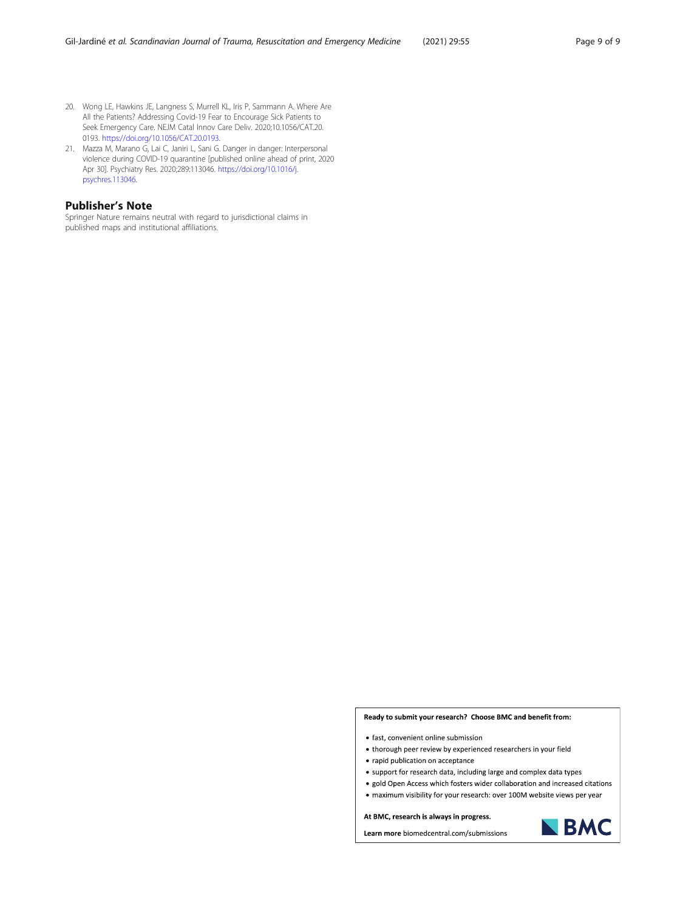20. Wong LE, Hawkins JE, Langness S, Murrell KL, Iris P, Sammann A. Where Are All the Patients? Addressing Covid-19 Fear to Encourage Sick Patients to Seek Emergency Care. NEJM Catal Innov Care Deliv. 2020;10.1056/CAT.20.0193. https://doi.org/10.1056/CAT.20.0193.
21. Mazza M, Marano G, Lai C, Janiri L, Sani G. Danger in danger: Interpersonal violence during COVID-19 quarantine [published online ahead of print, 2020 Apr 30]. Psychiatry Res. 2020;289:113046. https://doi.org/10.1016/j.psychres.113046.

## Publisher's Note

Springer Nature remains neutral with regard to jurisdictional claims in published maps and institutional affiliations.

**Ready to submit your research? Choose BMC and benefit from:**

- fast, convenient online submission
- thorough peer review by experienced researchers in your field
- rapid publication on acceptance
- support for research data, including large and complex data types
- gold Open Access which fosters wider collaboration and increased citations
- maximum visibility for your research: over 100M website views per year

**At BMC, research is always in progress.**

**Learn more** biomedcentral.com/submissions

BMC